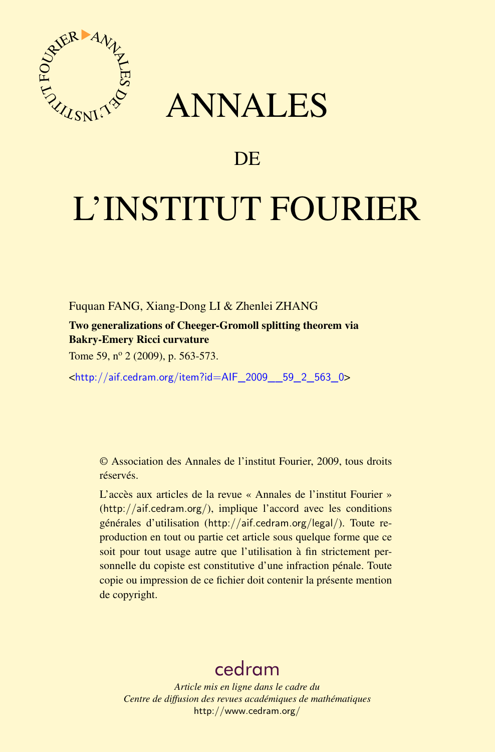# ANNALES

## DE

# L'INSTITUT FOURIER

Fuquan FANG, Xiang-Dong LI & Zhenlei ZHANG

**Two generalizations of Cheeger-Gromoll splitting theorem via Bakry-Emery Ricci curvature**

Tome 59, nº 2 (2009), p. 563-573.

<http://aif.cedram.org/item?id=AIF_2009__59_2_563_0>

© Association des Annales de l'institut Fourier, 2009, tous droits réservés.

L'accès aux articles de la revue « Annales de l'institut Fourier » (http://aif.cedram.org/), implique l'accord avec les conditions générales d'utilisation (http://aif.cedram.org/legal/). Toute reproduction en tout ou partie cet article sous quelque forme que ce soit pour tout usage autre que l'utilisation à fin strictement personnelle du copiste est constitutive d'une infraction pénale. Toute copie ou impression de ce fichier doit contenir la présente mention de copyright.

cedram

*Article mis en ligne dans le cadre du*
*Centre de diffusion des revues académiques de mathématiques*
http://www.cedram.org/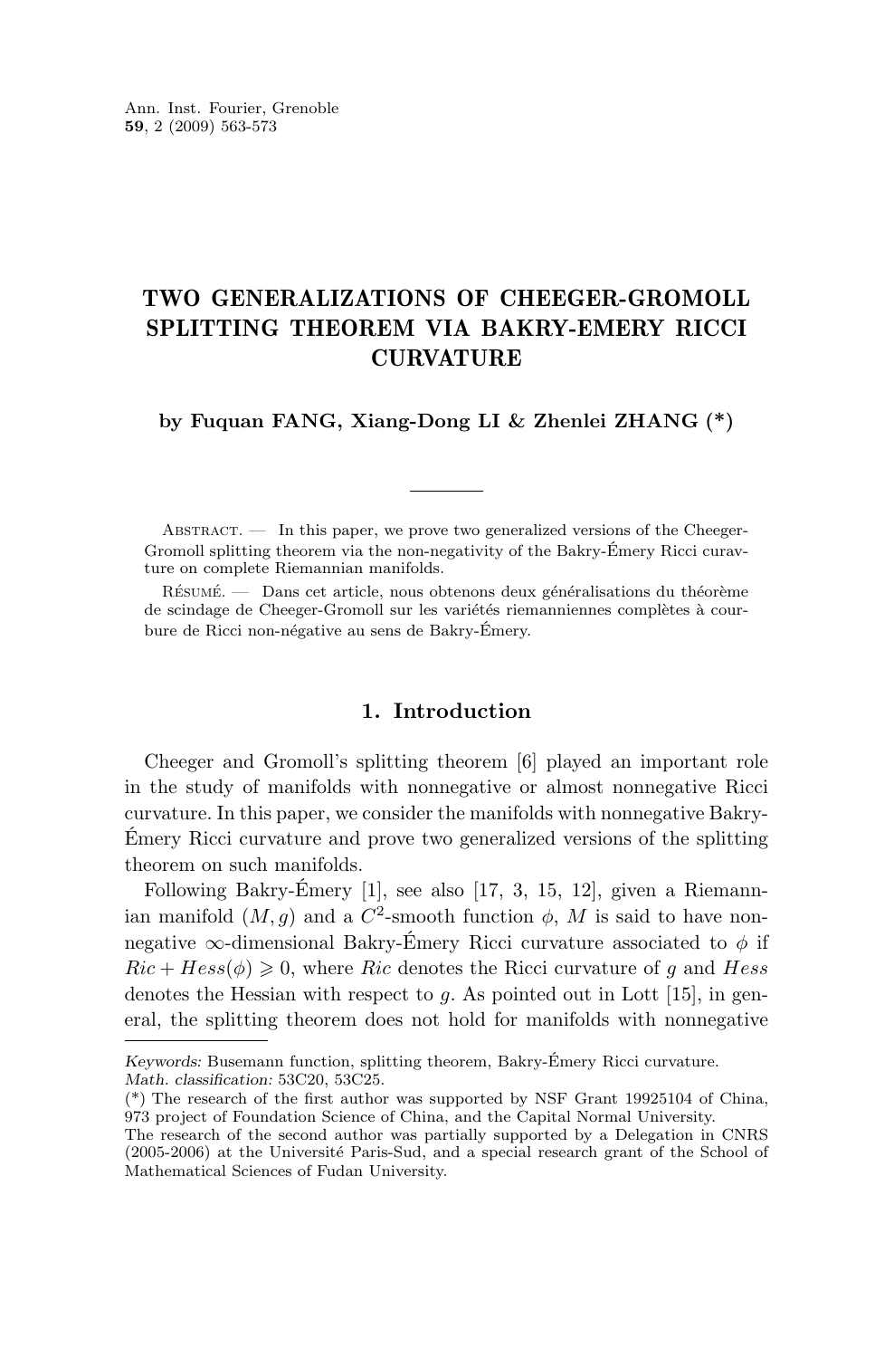# TWO GENERALIZATIONS OF CHEEGER-GROMOLL SPLITTING THEOREM VIA BAKRY-EMERY RICCI CURVATURE

**by Fuquan FANG, Xiang-Dong LI & Zhenlei ZHANG (*)**

Abstract. — In this paper, we prove two generalized versions of the Cheeger-Gromoll splitting theorem via the non-negativity of the Bakry-Émery Ricci curvature on complete Riemannian manifolds.

Résumé. — Dans cet article, nous obtenons deux généralisations du théorème de scindage de Cheeger-Gromoll sur les variétés riemanniennes complètes à courbure de Ricci non-négative au sens de Bakry-Émery.

## 1. Introduction

Cheeger and Gromoll's splitting theorem [6] played an important role in the study of manifolds with nonnegative or almost nonnegative Ricci curvature. In this paper, we consider the manifolds with nonnegative Bakry-Émery Ricci curvature and prove two generalized versions of the splitting theorem on such manifolds.

Following Bakry-Émery [1], see also [17, 3, 15, 12], given a Riemannian manifold $(M, g)$ and a $C^2$-smooth function $\phi$, $M$ is said to have nonnegative $\infty$-dimensional Bakry-Émery Ricci curvature associated to $\phi$ if $Ric + Hess(\phi) \geqslant 0$, where $Ric$ denotes the Ricci curvature of $g$ and $Hess$ denotes the Hessian with respect to $g$. As pointed out in Lott [15], in general, the splitting theorem does not hold for manifolds with nonnegative

*Keywords:* Busemann function, splitting theorem, Bakry-Émery Ricci curvature.
*Math. classification:* 53C20, 53C25.
(*) The research of the first author was supported by NSF Grant 19925104 of China, 973 project of Foundation Science of China, and the Capital Normal University.
The research of the second author was partially supported by a Delegation in CNRS (2005-2006) at the Université Paris-Sud, and a special research grant of the School of Mathematical Sciences of Fudan University.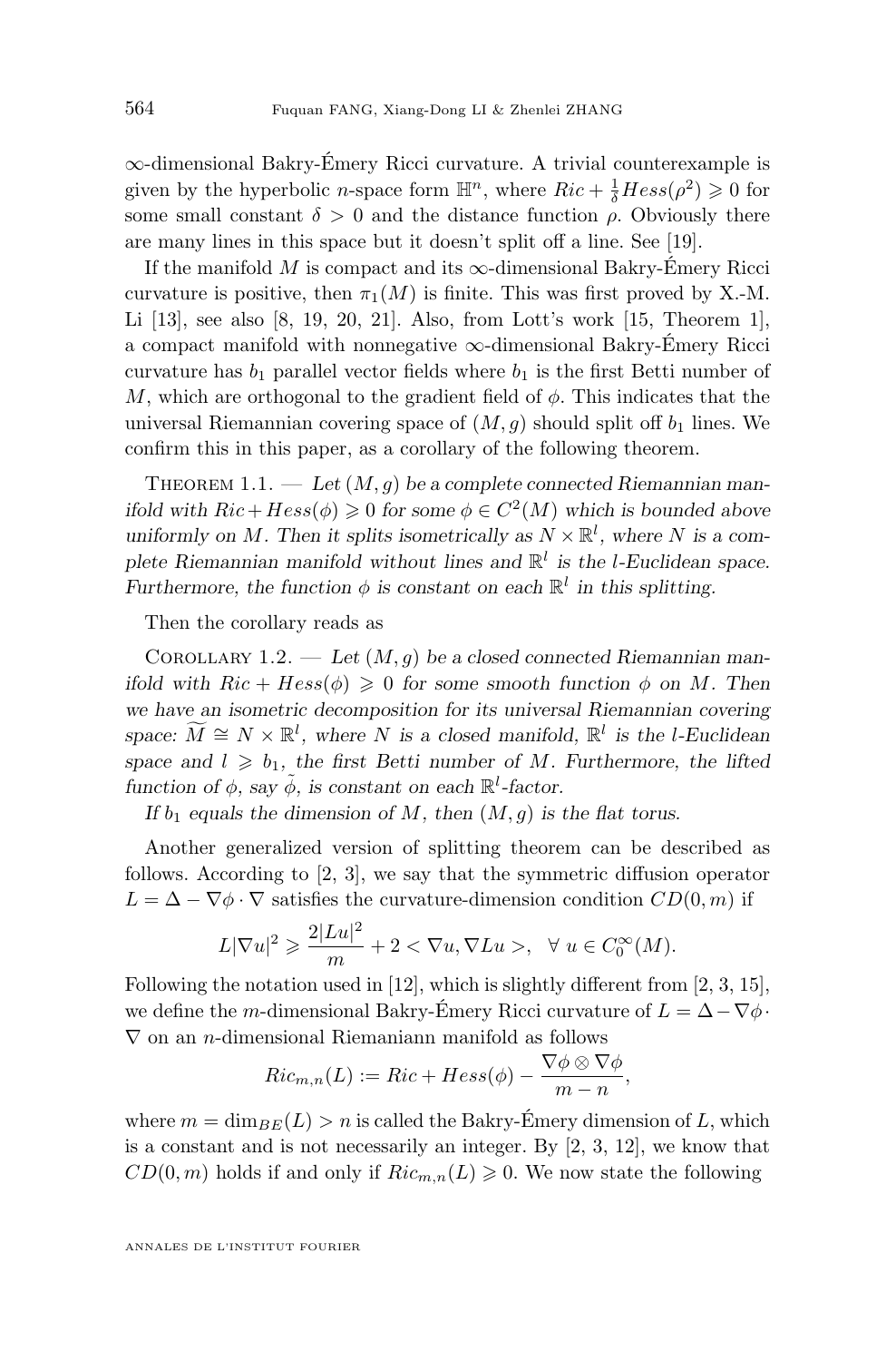$\infty$-dimensional Bakry-Émery Ricci curvature. A trivial counterexample is given by the hyperbolic $n$-space form $\mathbb{H}^n$, where $Ric + \frac{1}{\delta} Hess(\rho^2) \geqslant 0$ for some small constant $\delta > 0$ and the distance function $\rho$. Obviously there are many lines in this space but it doesn't split off a line. See [19].

If the manifold $M$ is compact and its $\infty$-dimensional Bakry-Émery Ricci curvature is positive, then $\pi_1(M)$ is finite. This was first proved by X.-M. Li [13], see also [8, 19, 20, 21]. Also, from Lott's work [15, Theorem 1], a compact manifold with nonnegative $\infty$-dimensional Bakry-Émery Ricci curvature has $b_1$ parallel vector fields where $b_1$ is the first Betti number of $M$, which are orthogonal to the gradient field of $\phi$. This indicates that the universal Riemannian covering space of $(M, g)$ should split off $b_1$ lines. We confirm this in this paper, as a corollary of the following theorem.

Theorem 1.1. — *Let $(M, g)$ be a complete connected Riemannian manifold with $Ric + Hess(\phi) \geqslant 0$ for some $\phi \in C^2(M)$ which is bounded above uniformly on $M$. Then it splits isometrically as $N \times \mathbb{R}^l$, where $N$ is a complete Riemannian manifold without lines and $\mathbb{R}^l$ is the $l$-Euclidean space. Furthermore, the function $\phi$ is constant on each $\mathbb{R}^l$ in this splitting.*

Then the corollary reads as

Corollary 1.2. — *Let $(M, g)$ be a closed connected Riemannian manifold with $Ric + Hess(\phi) \geqslant 0$ for some smooth function $\phi$ on $M$. Then we have an isometric decomposition for its universal Riemannian covering space: $\widetilde{M} \cong N \times \mathbb{R}^l$, where $N$ is a closed manifold, $\mathbb{R}^l$ is the $l$-Euclidean space and $l \geqslant b_1$, the first Betti number of $M$. Furthermore, the lifted function of $\phi$, say $\tilde{\phi}$, is constant on each $\mathbb{R}^l$-factor.*

*If $b_1$ equals the dimension of $M$, then $(M, g)$ is the flat torus.*

Another generalized version of splitting theorem can be described as follows. According to [2, 3], we say that the symmetric diffusion operator $L = \Delta - \nabla\phi \cdot \nabla$ satisfies the curvature-dimension condition $CD(0, m)$ if

$$L|\nabla u|^2 \geqslant \frac{2|Lu|^2}{m} + 2 < \nabla u, \nabla L u >, \quad \forall\ u \in C_0^\infty(M).$$

Following the notation used in [12], which is slightly different from [2, 3, 15], we define the $m$-dimensional Bakry-Émery Ricci curvature of $L = \Delta - \nabla\phi \cdot \nabla$ on an $n$-dimensional Riemaniann manifold as follows

$$Ric_{m,n}(L) := Ric + Hess(\phi) - \frac{\nabla\phi \otimes \nabla\phi}{m - n},$$

where $m = \dim_{BE}(L) > n$ is called the Bakry-Émery dimension of $L$, which is a constant and is not necessarily an integer. By [2, 3, 12], we know that $CD(0, m)$ holds if and only if $Ric_{m,n}(L) \geqslant 0$. We now state the following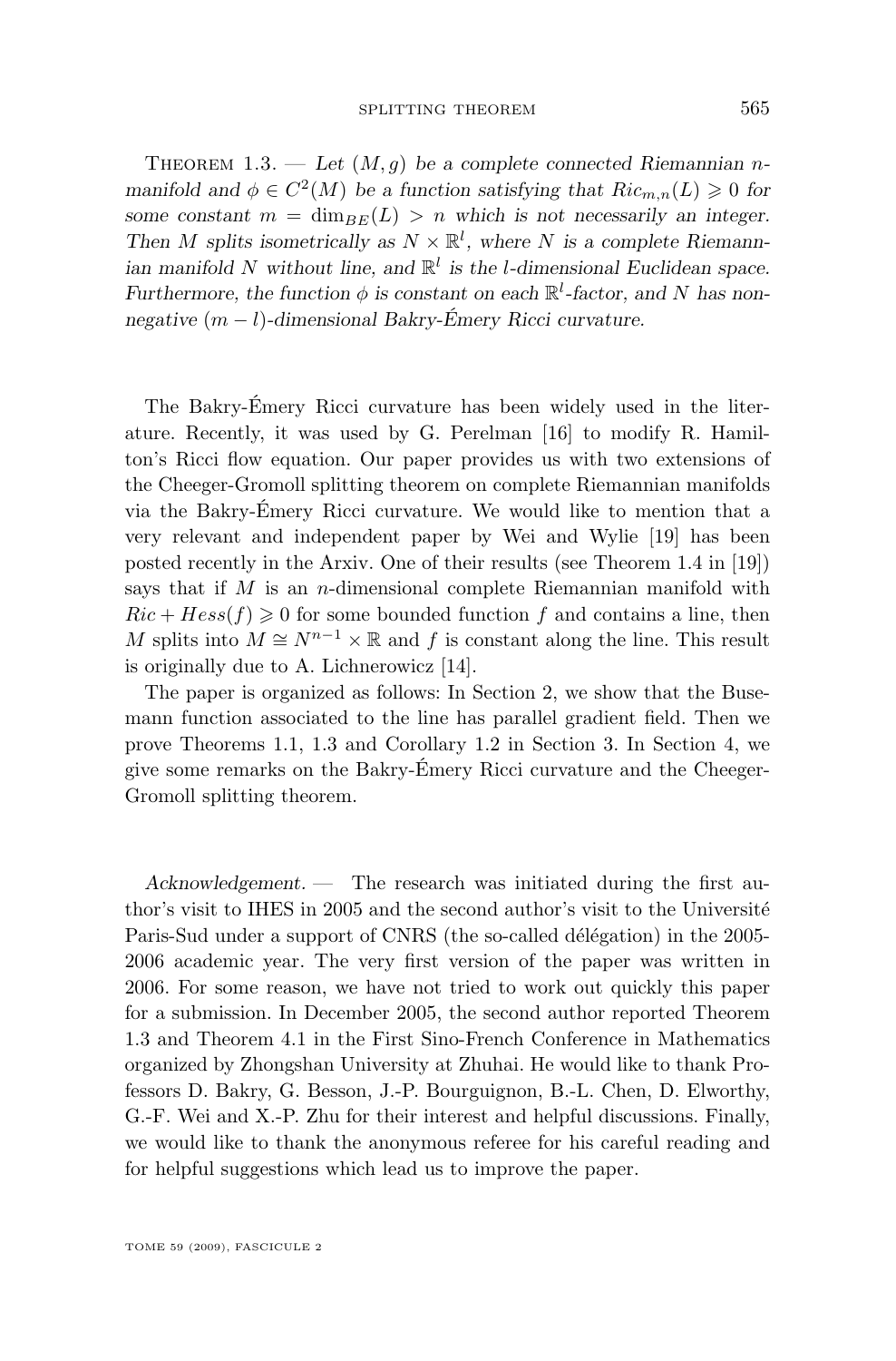Theorem 1.3. — *Let $(M, g)$ be a complete connected Riemannian $n$-manifold and $\phi \in C^2(M)$ be a function satisfying that $Ric_{m,n}(L) \geqslant 0$ for some constant $m = \dim_{BE}(L) > n$ which is not necessarily an integer. Then $M$ splits isometrically as $N \times \mathbb{R}^l$, where $N$ is a complete Riemannian manifold $N$ without line, and $\mathbb{R}^l$ is the $l$-dimensional Euclidean space. Furthermore, the function $\phi$ is constant on each $\mathbb{R}^l$-factor, and $N$ has non-negative $(m - l)$-dimensional Bakry-Émery Ricci curvature.*

The Bakry-Émery Ricci curvature has been widely used in the literature. Recently, it was used by G. Perelman [16] to modify R. Hamilton's Ricci flow equation. Our paper provides us with two extensions of the Cheeger-Gromoll splitting theorem on complete Riemannian manifolds via the Bakry-Émery Ricci curvature. We would like to mention that a very relevant and independent paper by Wei and Wylie [19] has been posted recently in the Arxiv. One of their results (see Theorem 1.4 in [19]) says that if $M$ is an $n$-dimensional complete Riemannian manifold with $Ric + Hess(f) \geqslant 0$ for some bounded function $f$ and contains a line, then $M$ splits into $M \cong N^{n-1} \times \mathbb{R}$ and $f$ is constant along the line. This result is originally due to A. Lichnerowicz [14].

The paper is organized as follows: In Section 2, we show that the Busemann function associated to the line has parallel gradient field. Then we prove Theorems 1.1, 1.3 and Corollary 1.2 in Section 3. In Section 4, we give some remarks on the Bakry-Émery Ricci curvature and the Cheeger-Gromoll splitting theorem.

*Acknowledgement.* — The research was initiated during the first author's visit to IHES in 2005 and the second author's visit to the Université Paris-Sud under a support of CNRS (the so-called délégation) in the 2005-2006 academic year. The very first version of the paper was written in 2006. For some reason, we have not tried to work out quickly this paper for a submission. In December 2005, the second author reported Theorem 1.3 and Theorem 4.1 in the First Sino-French Conference in Mathematics organized by Zhongshan University at Zhuhai. He would like to thank Professors D. Bakry, G. Besson, J.-P. Bourguignon, B.-L. Chen, D. Elworthy, G.-F. Wei and X.-P. Zhu for their interest and helpful discussions. Finally, we would like to thank the anonymous referee for his careful reading and for helpful suggestions which lead us to improve the paper.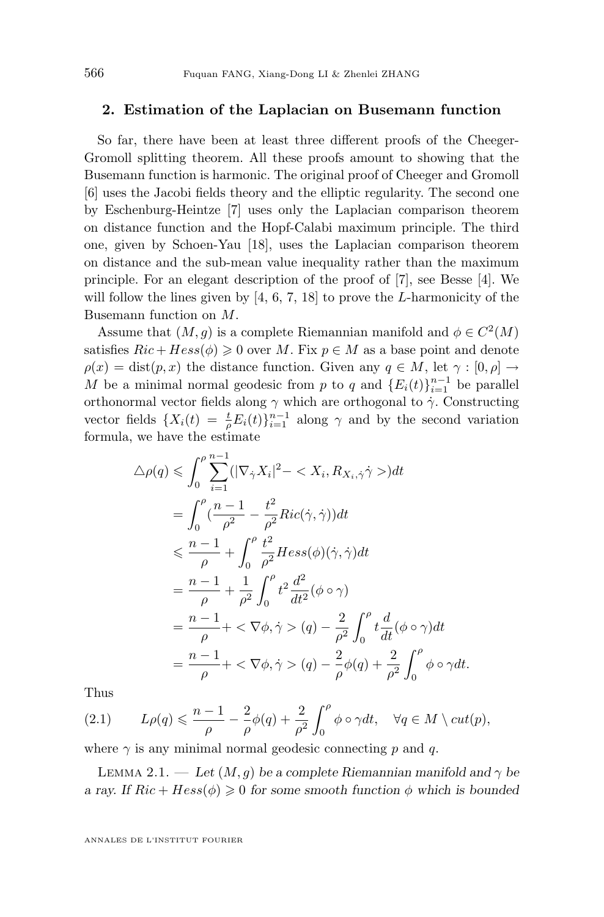## 2. Estimation of the Laplacian on Busemann function

So far, there have been at least three different proofs of the Cheeger-Gromoll splitting theorem. All these proofs amount to showing that the Busemann function is harmonic. The original proof of Cheeger and Gromoll [6] uses the Jacobi fields theory and the elliptic regularity. The second one by Eschenburg-Heintze [7] uses only the Laplacian comparison theorem on distance function and the Hopf-Calabi maximum principle. The third one, given by Schoen-Yau [18], uses the Laplacian comparison theorem on distance and the sub-mean value inequality rather than the maximum principle. For an elegant description of the proof of [7], see Besse [4]. We will follow the lines given by [4, 6, 7, 18] to prove the $L$-harmonicity of the Busemann function on $M$.

Assume that $(M, g)$ is a complete Riemannian manifold and $\phi \in C^2(M)$ satisfies $Ric + Hess(\phi) \geqslant 0$ over $M$. Fix $p \in M$ as a base point and denote $\rho(x) = \mathrm{dist}(p, x)$ the distance function. Given any $q \in M$, let $\gamma : [0, \rho] \to M$ be a minimal normal geodesic from $p$ to $q$ and $\{E_i(t)\}_{i=1}^{n-1}$ be parallel orthonormal vector fields along $\gamma$ which are orthogonal to $\dot\gamma$. Constructing vector fields $\{X_i(t) = \frac{t}{\rho}E_i(t)\}_{i=1}^{n-1}$ along $\gamma$ and by the second variation formula, we have the estimate

$$
\begin{aligned}
\triangle\rho(q) &\leqslant \int_0^\rho \sum_{i=1}^{n-1}(|\nabla_{\dot\gamma}X_i|^2 - <X_i, R_{X_i,\dot\gamma}\dot\gamma>)dt \\
&= \int_0^\rho (\frac{n-1}{\rho^2} - \frac{t^2}{\rho^2}Ric(\dot\gamma,\dot\gamma))dt \\
&\leqslant \frac{n-1}{\rho} + \int_0^\rho \frac{t^2}{\rho^2}Hess(\phi)(\dot\gamma,\dot\gamma)dt \\
&= \frac{n-1}{\rho} + \frac{1}{\rho^2}\int_0^\rho t^2\frac{d^2}{dt^2}(\phi\circ\gamma) \\
&= \frac{n-1}{\rho} + <\nabla\phi, \dot\gamma>(q) - \frac{2}{\rho^2}\int_0^\rho t\frac{d}{dt}(\phi\circ\gamma)dt \\
&= \frac{n-1}{\rho} + <\nabla\phi, \dot\gamma>(q) - \frac{2}{\rho}\phi(q) + \frac{2}{\rho^2}\int_0^\rho \phi\circ\gamma dt.
\end{aligned}
$$

Thus

$$
L\rho(q) \leqslant \frac{n-1}{\rho} - \frac{2}{\rho}\phi(q) + \frac{2}{\rho^2}\int_0^\rho \phi\circ\gamma dt, \quad \forall q \in M \setminus cut(p), \tag{2.1}
$$

where $\gamma$ is any minimal normal geodesic connecting $p$ and $q$.

Lemma 2.1. — *Let $(M, g)$ be a complete Riemannian manifold and $\gamma$ be a ray. If $Ric + Hess(\phi) \geqslant 0$ for some smooth function $\phi$ which is bounded*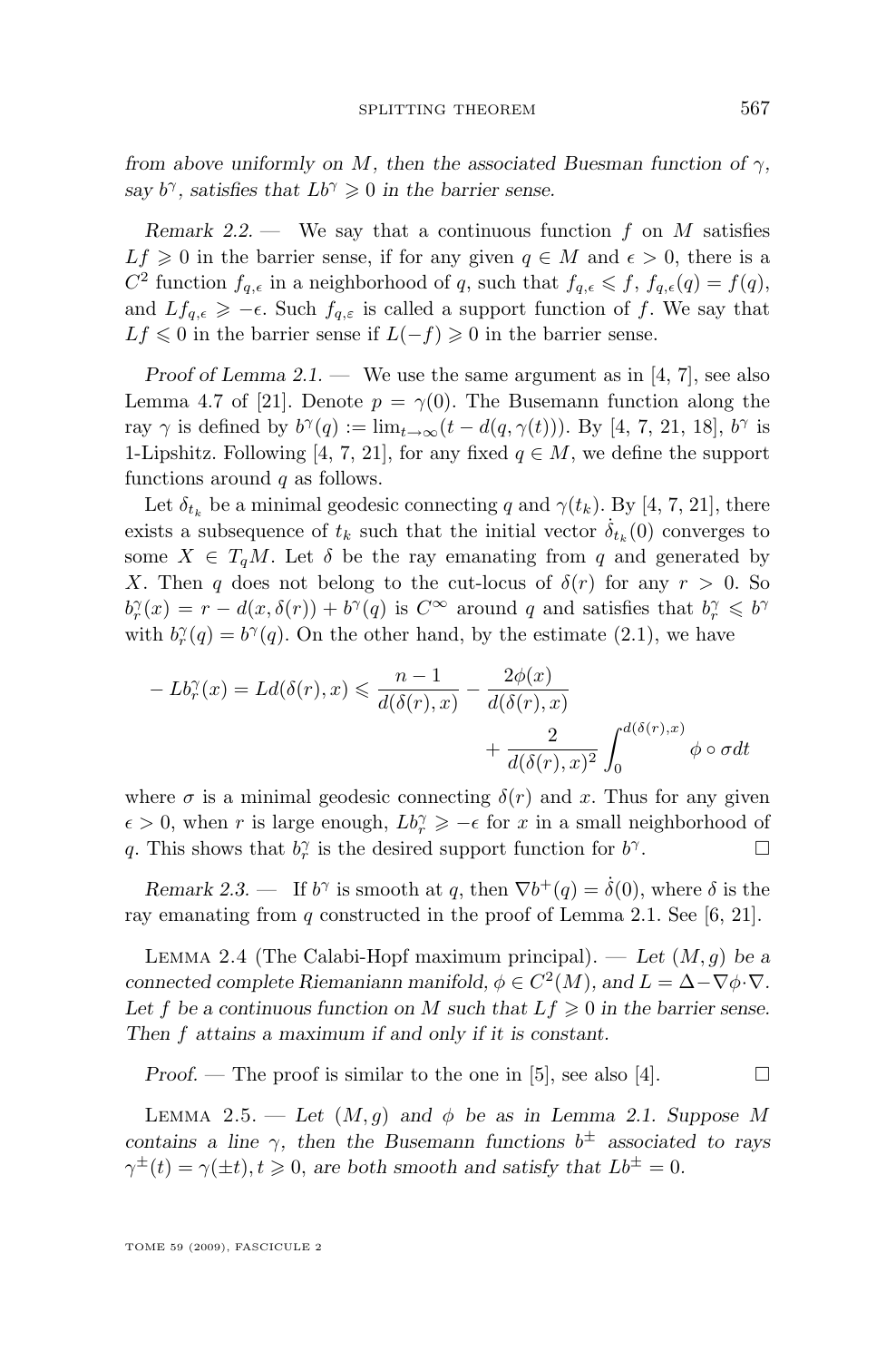*from above uniformly on $M$, then the associated Buesman function of $\gamma$, say $b^\gamma$, satisfies that $Lb^\gamma \geqslant 0$ in the barrier sense.*

*Remark 2.2.* — We say that a continuous function $f$ on $M$ satisfies $Lf \geqslant 0$ in the barrier sense, if for any given $q \in M$ and $\epsilon > 0$, there is a $C^2$ function $f_{q,\epsilon}$ in a neighborhood of $q$, such that $f_{q,\epsilon} \leqslant f$, $f_{q,\epsilon}(q) = f(q)$, and $Lf_{q,\epsilon} \geqslant -\epsilon$. Such $f_{q,\varepsilon}$ is called a support function of $f$. We say that $Lf \leqslant 0$ in the barrier sense if $L(-f) \geqslant 0$ in the barrier sense.

*Proof of Lemma 2.1.* — We use the same argument as in [4, 7], see also Lemma 4.7 of [21]. Denote $p = \gamma(0)$. The Busemann function along the ray $\gamma$ is defined by $b^\gamma(q) := \lim_{t\to\infty}(t - d(q, \gamma(t)))$. By [4, 7, 21, 18], $b^\gamma$ is 1-Lipshitz. Following [4, 7, 21], for any fixed $q \in M$, we define the support functions around $q$ as follows.

Let $\delta_{t_k}$ be a minimal geodesic connecting $q$ and $\gamma(t_k)$. By [4, 7, 21], there exists a subsequence of $t_k$ such that the initial vector $\dot{\delta}_{t_k}(0)$ converges to some $X \in T_qM$. Let $\delta$ be the ray emanating from $q$ and generated by $X$. Then $q$ does not belong to the cut-locus of $\delta(r)$ for any $r > 0$. So $b^\gamma_r(x) = r - d(x, \delta(r)) + b^\gamma(q)$ is $C^\infty$ around $q$ and satisfies that $b^\gamma_r \leqslant b^\gamma$ with $b^\gamma_r(q) = b^\gamma(q)$. On the other hand, by the estimate (2.1), we have

$$- Lb^\gamma_r(x) = Ld(\delta(r), x) \leqslant \frac{n-1}{d(\delta(r), x)} - \frac{2\phi(x)}{d(\delta(r), x)} + \frac{2}{d(\delta(r), x)^2}\int_0^{d(\delta(r),x)} \phi \circ \sigma dt$$

where $\sigma$ is a minimal geodesic connecting $\delta(r)$ and $x$. Thus for any given $\epsilon > 0$, when $r$ is large enough, $Lb^\gamma_r \geqslant -\epsilon$ for $x$ in a small neighborhood of $q$. This shows that $b^\gamma_r$ is the desired support function for $b^\gamma$. □

*Remark 2.3.* — If $b^\gamma$ is smooth at $q$, then $\nabla b^+(q) = \dot{\delta}(0)$, where $\delta$ is the ray emanating from $q$ constructed in the proof of Lemma 2.1. See [6, 21].

LEMMA 2.4 (The Calabi-Hopf maximum principal). — *Let $(M, g)$ be a connected complete Riemaniann manifold, $\phi \in C^2(M)$, and $L = \Delta - \nabla\phi\cdot\nabla$. Let $f$ be a continuous function on $M$ such that $Lf \geqslant 0$ in the barrier sense. Then $f$ attains a maximum if and only if it is constant.*

*Proof.* — The proof is similar to the one in [5], see also [4]. □

LEMMA 2.5. — *Let $(M, g)$ and $\phi$ be as in Lemma 2.1. Suppose $M$ contains a line $\gamma$, then the Busemann functions $b^\pm$ associated to rays $\gamma^\pm(t) = \gamma(\pm t), t \geqslant 0$, are both smooth and satisfy that $Lb^\pm = 0$.*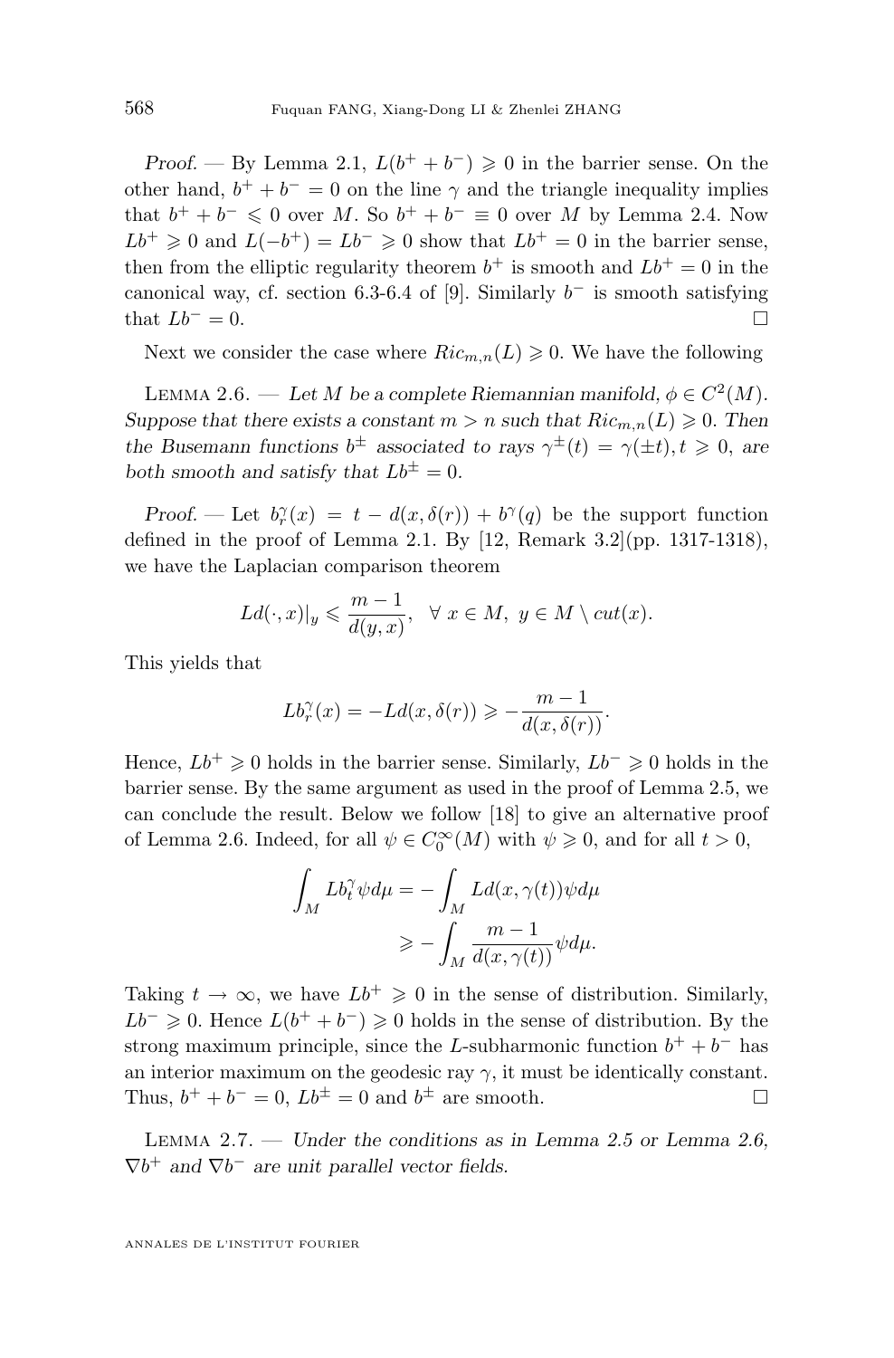*Proof.* — By Lemma 2.1, $L(b^+ + b^-) \geqslant 0$ in the barrier sense. On the other hand, $b^+ + b^- = 0$ on the line $\gamma$ and the triangle inequality implies that $b^+ + b^- \leqslant 0$ over $M$. So $b^+ + b^- \equiv 0$ over $M$ by Lemma 2.4. Now $Lb^+ \geqslant 0$ and $L(-b^+) = Lb^- \geqslant 0$ show that $Lb^+ = 0$ in the barrier sense, then from the elliptic regularity theorem $b^+$ is smooth and $Lb^+ = 0$ in the canonical way, cf. section 6.3-6.4 of [9]. Similarly $b^-$ is smooth satisfying that $Lb^- = 0$. □

Next we consider the case where $Ric_{m,n}(L) \geqslant 0$. We have the following

Lemma 2.6. — *Let $M$ be a complete Riemannian manifold, $\phi \in C^2(M)$. Suppose that there exists a constant $m > n$ such that $Ric_{m,n}(L) \geqslant 0$. Then the Busemann functions $b^\pm$ associated to rays $\gamma^\pm(t) = \gamma(\pm t), t \geqslant 0$, are both smooth and satisfy that $Lb^\pm = 0$.*

*Proof.* — Let $b_r^\gamma(x) = t - d(x, \delta(r)) + b^\gamma(q)$ be the support function defined in the proof of Lemma 2.1. By [12, Remark 3.2](pp. 1317-1318), we have the Laplacian comparison theorem

$$Ld(\cdot, x)|_y \leqslant \frac{m-1}{d(y,x)}, \quad \forall\, x \in M,\ y \in M \setminus cut(x).$$

This yields that

$$Lb_r^\gamma(x) = -Ld(x, \delta(r)) \geqslant -\frac{m-1}{d(x, \delta(r))}.$$

Hence, $Lb^+ \geqslant 0$ holds in the barrier sense. Similarly, $Lb^- \geqslant 0$ holds in the barrier sense. By the same argument as used in the proof of Lemma 2.5, we can conclude the result. Below we follow [18] to give an alternative proof of Lemma 2.6. Indeed, for all $\psi \in C_0^\infty(M)$ with $\psi \geqslant 0$, and for all $t > 0$,

$$\begin{aligned}\int_M Lb_t^\gamma \psi d\mu &= -\int_M Ld(x, \gamma(t))\psi d\mu \\ &\geqslant -\int_M \frac{m-1}{d(x,\gamma(t))}\psi d\mu.\end{aligned}$$

Taking $t \to \infty$, we have $Lb^+ \geqslant 0$ in the sense of distribution. Similarly, $Lb^- \geqslant 0$. Hence $L(b^+ + b^-) \geqslant 0$ holds in the sense of distribution. By the strong maximum principle, since the $L$-subharmonic function $b^+ + b^-$ has an interior maximum on the geodesic ray $\gamma$, it must be identically constant. Thus, $b^+ + b^- = 0$, $Lb^\pm = 0$ and $b^\pm$ are smooth. □

Lemma 2.7. — *Under the conditions as in Lemma 2.5 or Lemma 2.6, $\nabla b^+$ and $\nabla b^-$ are unit parallel vector fields.*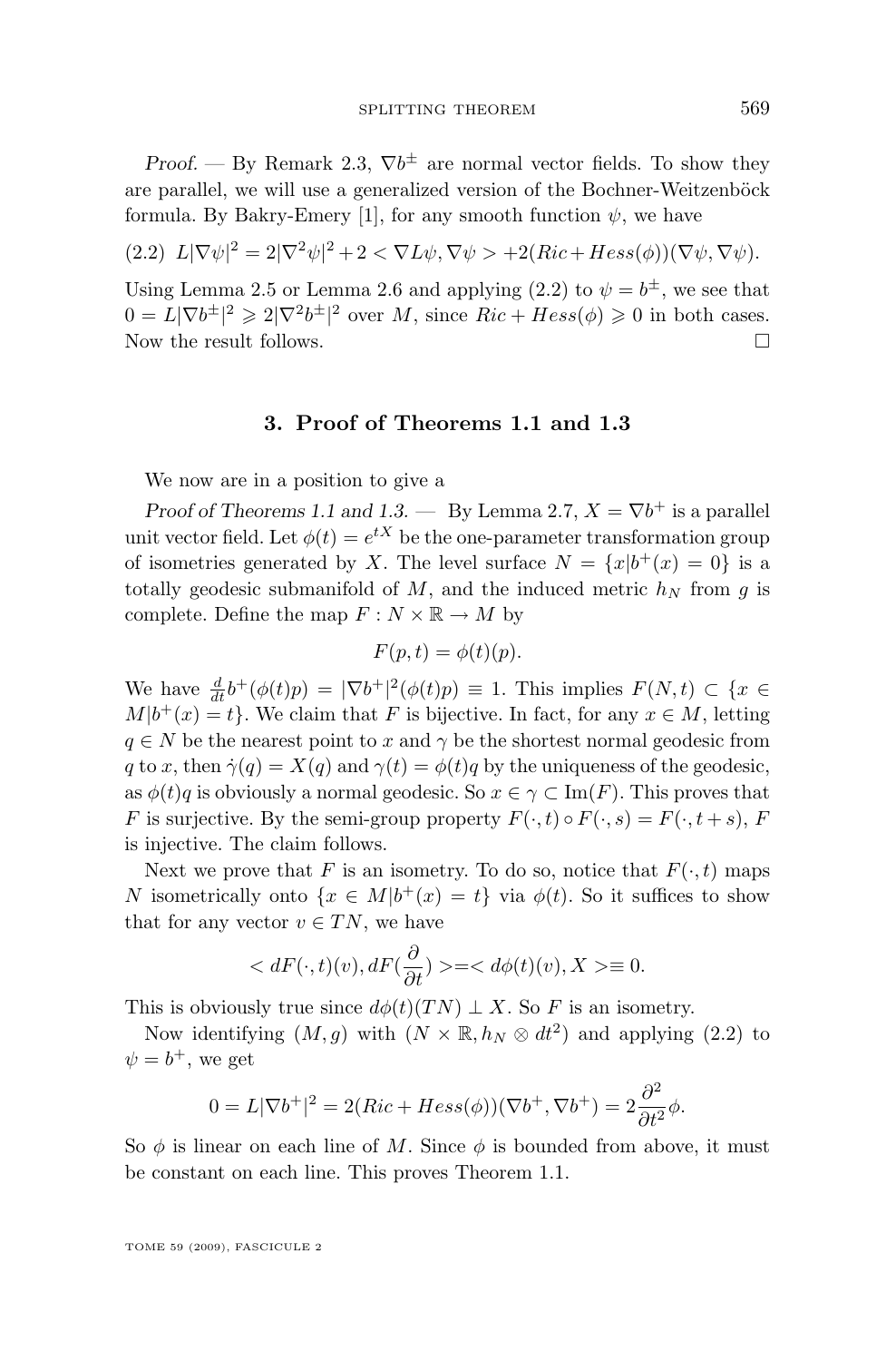*Proof*. — By Remark 2.3, $\nabla b^{\pm}$ are normal vector fields. To show they are parallel, we will use a generalized version of the Bochner-Weitzenböck formula. By Bakry-Emery [1], for any smooth function $\psi$, we have

$$L|\nabla\psi|^2 = 2|\nabla^2\psi|^2 + 2 < \nabla L\psi, \nabla\psi > + 2(Ric + Hess(\phi))(\nabla\psi, \nabla\psi). \tag{2.2}$$

Using Lemma 2.5 or Lemma 2.6 and applying (2.2) to $\psi = b^{\pm}$, we see that $0 = L|\nabla b^{\pm}|^2 \geqslant 2|\nabla^2 b^{\pm}|^2$ over $M$, since $Ric + Hess(\phi) \geqslant 0$ in both cases. Now the result follows. $\square$

## 3. Proof of Theorems 1.1 and 1.3

We now are in a position to give a

*Proof of Theorems 1.1 and 1.3*. — By Lemma 2.7, $X = \nabla b^+$ is a parallel unit vector field. Let $\phi(t) = e^{tX}$ be the one-parameter transformation group of isometries generated by $X$. The level surface $N = \{x | b^+(x) = 0\}$ is a totally geodesic submanifold of $M$, and the induced metric $h_N$ from $g$ is complete. Define the map $F : N \times \mathbb{R} \to M$ by

$$F(p, t) = \phi(t)(p).$$

We have $\frac{d}{dt} b^+(\phi(t)p) = |\nabla b^+|^2(\phi(t)p) \equiv 1$. This implies $F(N, t) \subset \{x \in M | b^+(x) = t\}$. We claim that $F$ is bijective. In fact, for any $x \in M$, letting $q \in N$ be the nearest point to $x$ and $\gamma$ be the shortest normal geodesic from $q$ to $x$, then $\dot{\gamma}(q) = X(q)$ and $\gamma(t) = \phi(t)q$ by the uniqueness of the geodesic, as $\phi(t)q$ is obviously a normal geodesic. So $x \in \gamma \subset \mathrm{Im}(F)$. This proves that $F$ is surjective. By the semi-group property $F(\cdot, t) \circ F(\cdot, s) = F(\cdot, t + s)$, $F$ is injective. The claim follows.

Next we prove that $F$ is an isometry. To do so, notice that $F(\cdot, t)$ maps $N$ isometrically onto $\{x \in M | b^+(x) = t\}$ via $\phi(t)$. So it suffices to show that for any vector $v \in TN$, we have

$$< dF(\cdot, t)(v), dF(\frac{\partial}{\partial t}) > = < d\phi(t)(v), X > \equiv 0.$$

This is obviously true since $d\phi(t)(TN) \perp X$. So $F$ is an isometry.

Now identifying $(M, g)$ with $(N \times \mathbb{R}, h_N \otimes dt^2)$ and applying (2.2) to $\psi = b^+$, we get

$$0 = L|\nabla b^+|^2 = 2(Ric + Hess(\phi))(\nabla b^+, \nabla b^+) = 2\frac{\partial^2}{\partial t^2}\phi.$$

So $\phi$ is linear on each line of $M$. Since $\phi$ is bounded from above, it must be constant on each line. This proves Theorem 1.1.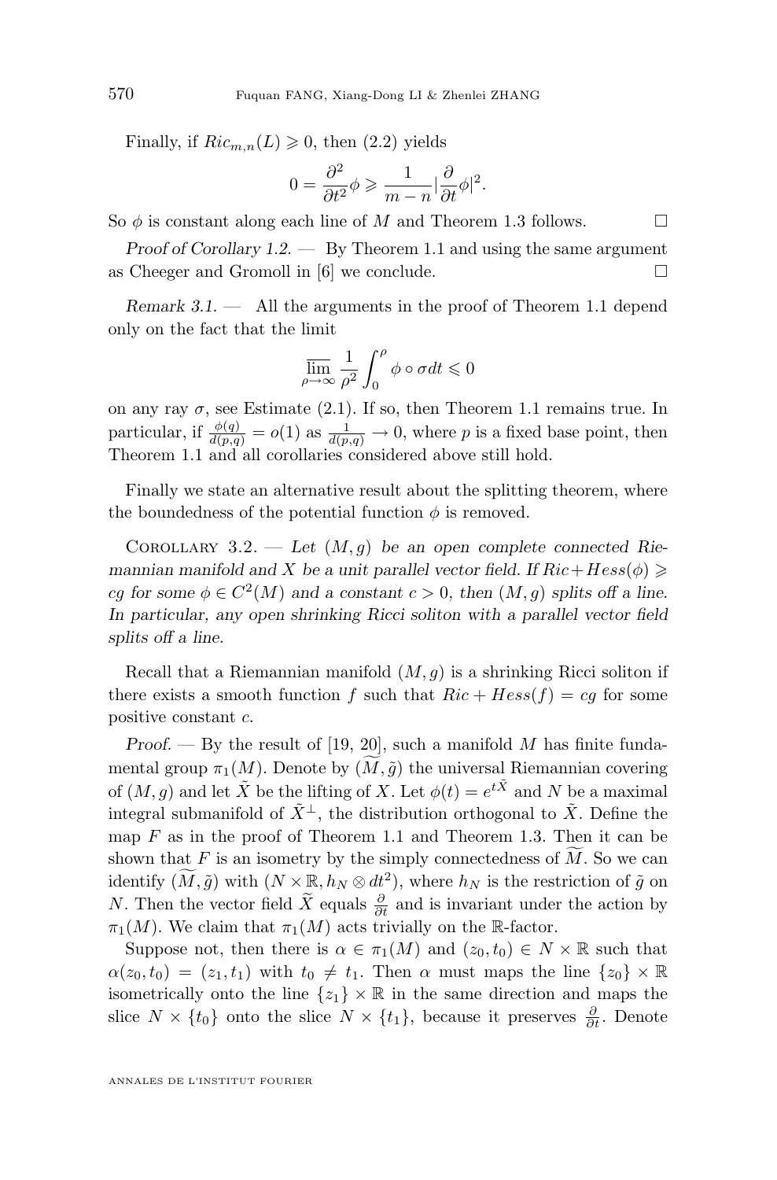Finally, if $Ric_{m,n}(L) \geqslant 0$, then (2.2) yields

$$0 = \frac{\partial^2}{\partial t^2}\phi \geqslant \frac{1}{m-n}|\frac{\partial}{\partial t}\phi|^2.$$

So $\phi$ is constant along each line of $M$ and Theorem 1.3 follows. $\square$

*Proof of Corollary 1.2.* — By Theorem 1.1 and using the same argument as Cheeger and Gromoll in [6] we conclude. $\square$

*Remark 3.1.* — All the arguments in the proof of Theorem 1.1 depend only on the fact that the limit

$$\overline{\lim_{\rho\to\infty}} \frac{1}{\rho^2}\int_0^\rho \phi \circ \sigma dt \leqslant 0$$

on any ray $\sigma$, see Estimate (2.1). If so, then Theorem 1.1 remains true. In particular, if $\frac{\phi(q)}{d(p,q)} = o(1)$ as $\frac{1}{d(p,q)} \to 0$, where $p$ is a fixed base point, then Theorem 1.1 and all corollaries considered above still hold.

Finally we state an alternative result about the splitting theorem, where the boundedness of the potential function $\phi$ is removed.

Corollary 3.2. — *Let $(M,g)$ be an open complete connected Riemannian manifold and $X$ be a unit parallel vector field. If $Ric + Hess(\phi) \geqslant cg$ for some $\phi \in C^2(M)$ and a constant $c > 0$, then $(M,g)$ splits off a line. In particular, any open shrinking Ricci soliton with a parallel vector field splits off a line.*

Recall that a Riemannian manifold $(M,g)$ is a shrinking Ricci soliton if there exists a smooth function $f$ such that $Ric + Hess(f) = cg$ for some positive constant $c$.

*Proof.* — By the result of [19, 20], such a manifold $M$ has finite fundamental group $\pi_1(M)$. Denote by $(\widetilde{M}, \tilde{g})$ the universal Riemannian covering of $(M,g)$ and let $\tilde{X}$ be the lifting of $X$. Let $\phi(t) = e^{t\tilde{X}}$ and $N$ be a maximal integral submanifold of $\tilde{X}^\perp$, the distribution orthogonal to $\tilde{X}$. Define the map $F$ as in the proof of Theorem 1.1 and Theorem 1.3. Then it can be shown that $F$ is an isometry by the simply connectedness of $\widetilde{M}$. So we can identify $(\widetilde{M}, \tilde{g})$ with $(N \times \mathbb{R}, h_N \otimes dt^2)$, where $h_N$ is the restriction of $\tilde{g}$ on $N$. Then the vector field $\widetilde{X}$ equals $\frac{\partial}{\partial t}$ and is invariant under the action by $\pi_1(M)$. We claim that $\pi_1(M)$ acts trivially on the $\mathbb{R}$-factor.

Suppose not, then there is $\alpha \in \pi_1(M)$ and $(z_0, t_0) \in N \times \mathbb{R}$ such that $\alpha(z_0, t_0) = (z_1, t_1)$ with $t_0 \neq t_1$. Then $\alpha$ must maps the line $\{z_0\} \times \mathbb{R}$ isometrically onto the line $\{z_1\} \times \mathbb{R}$ in the same direction and maps the slice $N \times \{t_0\}$ onto the slice $N \times \{t_1\}$, because it preserves $\frac{\partial}{\partial t}$. Denote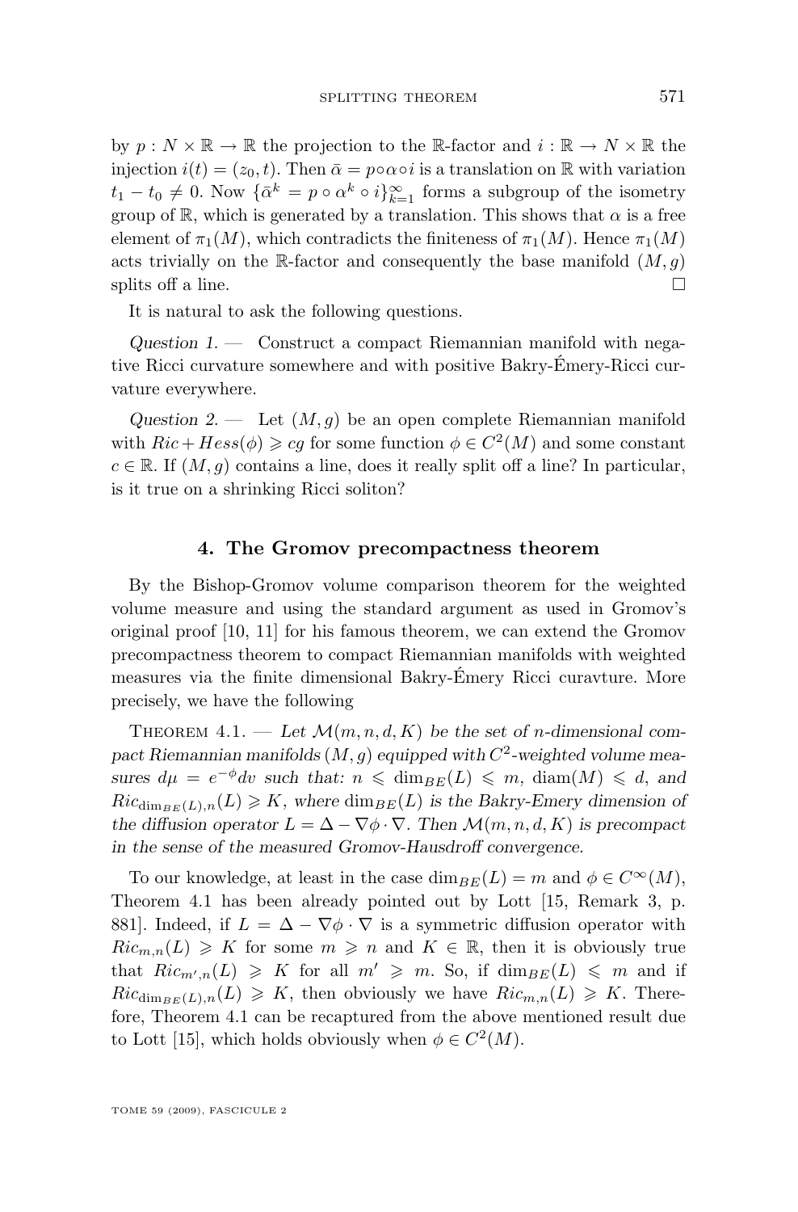by $p : N \times \mathbb{R} \to \mathbb{R}$ the projection to the $\mathbb{R}$-factor and $i : \mathbb{R} \to N \times \mathbb{R}$ the injection $i(t) = (z_0, t)$. Then $\bar{\alpha} = p \circ \alpha \circ i$ is a translation on $\mathbb{R}$ with variation $t_1 - t_0 \neq 0$. Now $\{\bar{\alpha}^k = p \circ \alpha^k \circ i\}_{k=1}^{\infty}$ forms a subgroup of the isometry group of $\mathbb{R}$, which is generated by a translation. This shows that $\alpha$ is a free element of $\pi_1(M)$, which contradicts the finiteness of $\pi_1(M)$. Hence $\pi_1(M)$ acts trivially on the $\mathbb{R}$-factor and consequently the base manifold $(M, g)$ splits off a line. $\square$

It is natural to ask the following questions.

*Question 1.* — Construct a compact Riemannian manifold with negative Ricci curvature somewhere and with positive Bakry-Émery-Ricci curvature everywhere.

*Question 2.* — Let $(M, g)$ be an open complete Riemannian manifold with $Ric + Hess(\phi) \geqslant cg$ for some function $\phi \in C^2(M)$ and some constant $c \in \mathbb{R}$. If $(M, g)$ contains a line, does it really split off a line? In particular, is it true on a shrinking Ricci soliton?

## 4. The Gromov precompactness theorem

By the Bishop-Gromov volume comparison theorem for the weighted volume measure and using the standard argument as used in Gromov's original proof [10, 11] for his famous theorem, we can extend the Gromov precompactness theorem to compact Riemannian manifolds with weighted measures via the finite dimensional Bakry-Émery Ricci curavture. More precisely, we have the following

Theorem 4.1. — *Let $\mathcal{M}(m, n, d, K)$ be the set of $n$-dimensional compact Riemannian manifolds $(M, g)$ equipped with $C^2$-weighted volume measures $d\mu = e^{-\phi}dv$ such that: $n \leqslant \dim_{BE}(L) \leqslant m$, $\mathrm{diam}(M) \leqslant d$, and $Ric_{\dim_{BE}(L),n}(L) \geqslant K$, where $\dim_{BE}(L)$ is the Bakry-Emery dimension of the diffusion operator $L = \Delta - \nabla\phi \cdot \nabla$. Then $\mathcal{M}(m, n, d, K)$ is precompact in the sense of the measured Gromov-Hausdorff convergence.*

To our knowledge, at least in the case $\dim_{BE}(L) = m$ and $\phi \in C^{\infty}(M)$, Theorem 4.1 has been already pointed out by Lott [15, Remark 3, p. 881]. Indeed, if $L = \Delta - \nabla\phi \cdot \nabla$ is a symmetric diffusion operator with $Ric_{m,n}(L) \geqslant K$ for some $m \geqslant n$ and $K \in \mathbb{R}$, then it is obviously true that $Ric_{m',n}(L) \geqslant K$ for all $m' \geqslant m$. So, if $\dim_{BE}(L) \leqslant m$ and if $Ric_{\dim_{BE}(L),n}(L) \geqslant K$, then obviously we have $Ric_{m,n}(L) \geqslant K$. Therefore, Theorem 4.1 can be recaptured from the above mentioned result due to Lott [15], which holds obviously when $\phi \in C^2(M)$.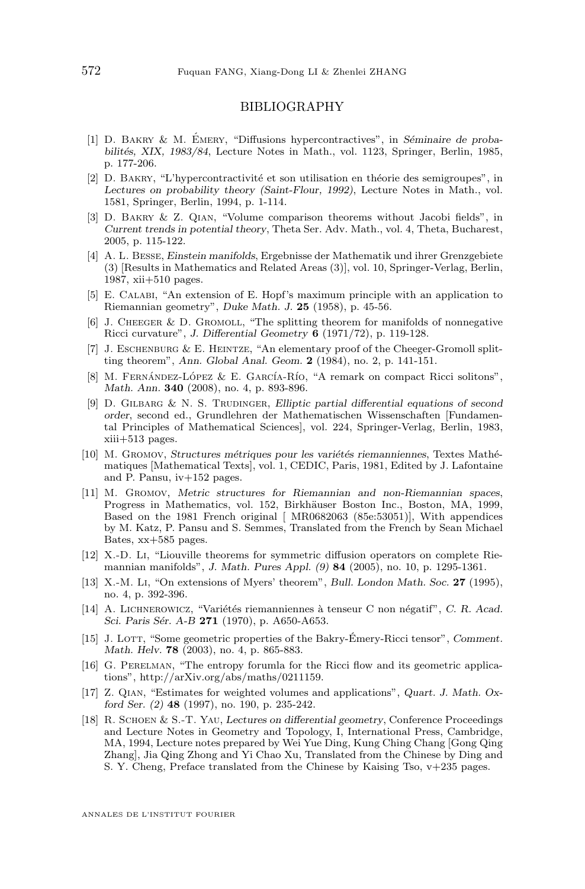## BIBLIOGRAPHY

[1] D. Bakry & M. Émery, "Diffusions hypercontractives", in *Séminaire de probabilités, XIX, 1983/84*, Lecture Notes in Math., vol. 1123, Springer, Berlin, 1985, p. 177-206.

[2] D. Bakry, "L'hypercontractivité et son utilisation en théorie des semigroupes", in *Lectures on probability theory (Saint-Flour, 1992)*, Lecture Notes in Math., vol. 1581, Springer, Berlin, 1994, p. 1-114.

[3] D. Bakry & Z. Qian, "Volume comparison theorems without Jacobi fields", in *Current trends in potential theory*, Theta Ser. Adv. Math., vol. 4, Theta, Bucharest, 2005, p. 115-122.

[4] A. L. Besse, *Einstein manifolds*, Ergebnisse der Mathematik und ihrer Grenzgebiete (3) [Results in Mathematics and Related Areas (3)], vol. 10, Springer-Verlag, Berlin, 1987, xii+510 pages.

[5] E. Calabi, "An extension of E. Hopf's maximum principle with an application to Riemannian geometry", *Duke Math. J.* **25** (1958), p. 45-56.

[6] J. Cheeger & D. Gromoll, "The splitting theorem for manifolds of nonnegative Ricci curvature", *J. Differential Geometry* **6** (1971/72), p. 119-128.

[7] J. Eschenburg & E. Heintze, "An elementary proof of the Cheeger-Gromoll splitting theorem", *Ann. Global Anal. Geom.* **2** (1984), no. 2, p. 141-151.

[8] M. Fernández-López & E. García-Río, "A remark on compact Ricci solitons", *Math. Ann.* **340** (2008), no. 4, p. 893-896.

[9] D. Gilbarg & N. S. Trudinger, *Elliptic partial differential equations of second order*, second ed., Grundlehren der Mathematischen Wissenschaften [Fundamental Principles of Mathematical Sciences], vol. 224, Springer-Verlag, Berlin, 1983, xiii+513 pages.

[10] M. Gromov, *Structures métriques pour les variétés riemanniennes*, Textes Mathématiques [Mathematical Texts], vol. 1, CEDIC, Paris, 1981, Edited by J. Lafontaine and P. Pansu, iv+152 pages.

[11] M. Gromov, *Metric structures for Riemannian and non-Riemannian spaces*, Progress in Mathematics, vol. 152, Birkhäuser Boston Inc., Boston, MA, 1999, Based on the 1981 French original [ MR0682063 (85e:53051)], With appendices by M. Katz, P. Pansu and S. Semmes, Translated from the French by Sean Michael Bates, xx+585 pages.

[12] X.-D. Li, "Liouville theorems for symmetric diffusion operators on complete Riemannian manifolds", *J. Math. Pures Appl. (9)* **84** (2005), no. 10, p. 1295-1361.

[13] X.-M. Li, "On extensions of Myers' theorem", *Bull. London Math. Soc.* **27** (1995), no. 4, p. 392-396.

[14] A. Lichnerowicz, "Variétés riemanniennes à tenseur C non négatif", *C. R. Acad. Sci. Paris Sér. A-B* **271** (1970), p. A650-A653.

[15] J. Lott, "Some geometric properties of the Bakry-Émery-Ricci tensor", *Comment. Math. Helv.* **78** (2003), no. 4, p. 865-883.

[16] G. Perelman, "The entropy forumla for the Ricci flow and its geometric applications", http://arXiv.org/abs/maths/0211159.

[17] Z. Qian, "Estimates for weighted volumes and applications", *Quart. J. Math. Oxford Ser. (2)* **48** (1997), no. 190, p. 235-242.

[18] R. Schoen & S.-T. Yau, *Lectures on differential geometry*, Conference Proceedings and Lecture Notes in Geometry and Topology, I, International Press, Cambridge, MA, 1994, Lecture notes prepared by Wei Yue Ding, Kung Ching Chang [Gong Qing Zhang], Jia Qing Zhong and Yi Chao Xu, Translated from the Chinese by Ding and S. Y. Cheng, Preface translated from the Chinese by Kaising Tso, v+235 pages.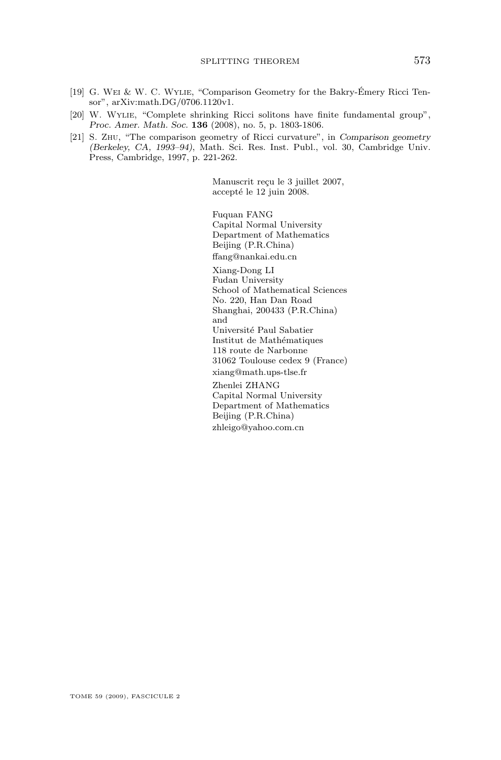[19] G. Wei & W. C. Wylie, "Comparison Geometry for the Bakry-Émery Ricci Tensor", arXiv:math.DG/0706.1120v1.

[20] W. Wylie, "Complete shrinking Ricci solitons have finite fundamental group", *Proc. Amer. Math. Soc.* **136** (2008), no. 5, p. 1803-1806.

[21] S. Zhu, "The comparison geometry of Ricci curvature", in *Comparison geometry (Berkeley, CA, 1993–94)*, Math. Sci. Res. Inst. Publ., vol. 30, Cambridge Univ. Press, Cambridge, 1997, p. 221-262.

Manuscrit reçu le 3 juillet 2007,
accepté le 12 juin 2008.

Fuquan FANG
Capital Normal University
Department of Mathematics
Beijing (P.R.China)
ffang@nankai.edu.cn

Xiang-Dong LI
Fudan University
School of Mathematical Sciences
No. 220, Han Dan Road
Shanghai, 200433 (P.R.China)
and
Université Paul Sabatier
Institut de Mathématiques
118 route de Narbonne
31062 Toulouse cedex 9 (France)
xiang@math.ups-tlse.fr

Zhenlei ZHANG
Capital Normal University
Department of Mathematics
Beijing (P.R.China)
zhleigo@yahoo.com.cn